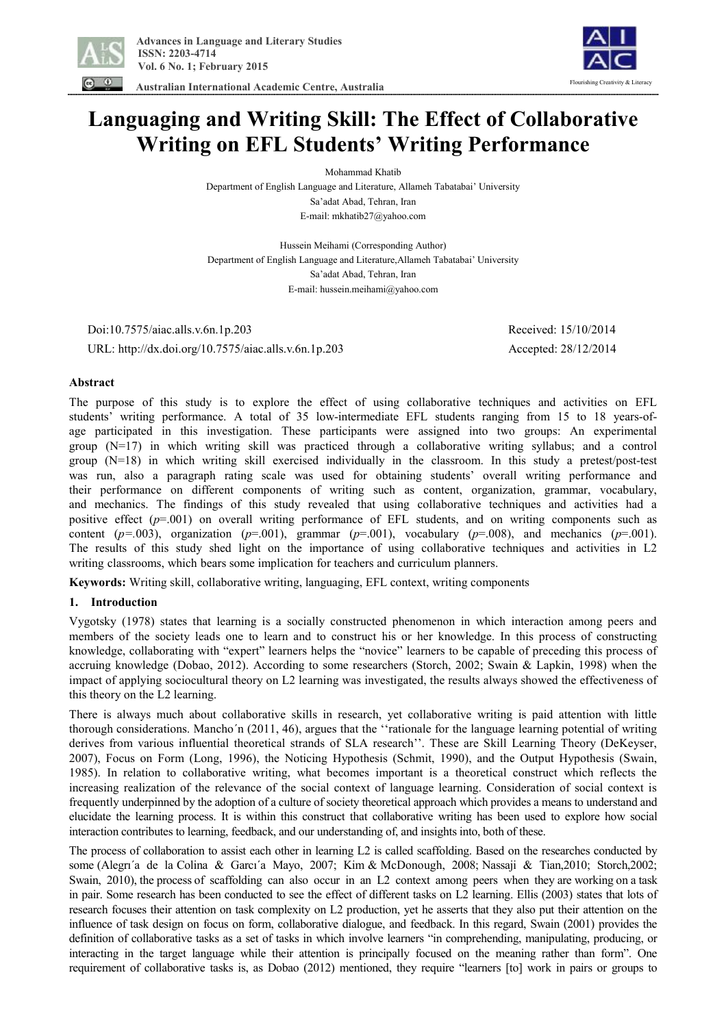# Languaging and Writing Skill: The Effect of Collaborative Writing on EFL Students' Writing Performance

Mohammad Khatib
Department of English Language and Literature, Allameh Tabatabai' University
Sa'adat Abad, Tehran, Iran
E-mail: mkhatib27@yahoo.com

Hussein Meihami (Corresponding Author)
Department of English Language and Literature, Allameh Tabatabai' University
Sa'adat Abad, Tehran, Iran
E-mail: hussein.meihami@yahoo.com

Doi:10.7575/aiac.alls.v.6n.1p.203 Received: 15/10/2014
URL: http://dx.doi.org/10.7575/aiac.alls.v.6n.1p.203 Accepted: 28/12/2014

## Abstract

The purpose of this study is to explore the effect of using collaborative techniques and activities on EFL students' writing performance. A total of 35 low-intermediate EFL students ranging from 15 to 18 years-of-age participated in this investigation. These participants were assigned into two groups: An experimental group (N=17) in which writing skill was practiced through a collaborative writing syllabus; and a control group (N=18) in which writing skill exercised individually in the classroom. In this study a pretest/post-test was run, also a paragraph rating scale was used for obtaining students' overall writing performance and their performance on different components of writing such as content, organization, grammar, vocabulary, and mechanics. The findings of this study revealed that using collaborative techniques and activities had a positive effect ($p$=.001) on overall writing performance of EFL students, and on writing components such as content ($p$=.003), organization ($p$=.001), grammar ($p$=.001), vocabulary ($p$=.008), and mechanics ($p$=.001). The results of this study shed light on the importance of using collaborative techniques and activities in L2 writing classrooms, which bears some implication for teachers and curriculum planners.

**Keywords:** Writing skill, collaborative writing, languaging, EFL context, writing components

## 1. Introduction

Vygotsky (1978) states that learning is a socially constructed phenomenon in which interaction among peers and members of the society leads one to learn and to construct his or her knowledge. In this process of constructing knowledge, collaborating with "expert" learners helps the "novice" learners to be capable of preceding this process of accruing knowledge (Dobao, 2012). According to some researchers (Storch, 2002; Swain & Lapkin, 1998) when the impact of applying sociocultural theory on L2 learning was investigated, the results always showed the effectiveness of this theory on the L2 learning.

There is always much about collaborative skills in research, yet collaborative writing is paid attention with little thorough considerations. Mancho´n (2011, 46), argues that the ''rationale for the language learning potential of writing derives from various influential theoretical strands of SLA research''. These are Skill Learning Theory (DeKeyser, 2007), Focus on Form (Long, 1996), the Noticing Hypothesis (Schmit, 1990), and the Output Hypothesis (Swain, 1985). In relation to collaborative writing, what becomes important is a theoretical construct which reflects the increasing realization of the relevance of the social context of language learning. Consideration of social context is frequently underpinned by the adoption of a culture of society theoretical approach which provides a means to understand and elucidate the learning process. It is within this construct that collaborative writing has been used to explore how social interaction contributes to learning, feedback, and our understanding of, and insights into, both of these.

The process of collaboration to assist each other in learning L2 is called scaffolding. Based on the researches conducted by some (Alegrı´a de la Colina & Garcı´a Mayo, 2007; Kim & McDonough, 2008; Nassaji & Tian,2010; Storch,2002; Swain, 2010), the process of scaffolding can also occur in an L2 context among peers when they are working on a task in pair. Some research has been conducted to see the effect of different tasks on L2 learning. Ellis (2003) states that lots of research focuses their attention on task complexity on L2 production, yet he asserts that they also put their attention on the influence of task design on focus on form, collaborative dialogue, and feedback. In this regard, Swain (2001) provides the definition of collaborative tasks as a set of tasks in which involve learners "in comprehending, manipulating, producing, or interacting in the target language while their attention is principally focused on the meaning rather than form". One requirement of collaborative tasks is, as Dobao (2012) mentioned, they require "learners [to] work in pairs or groups to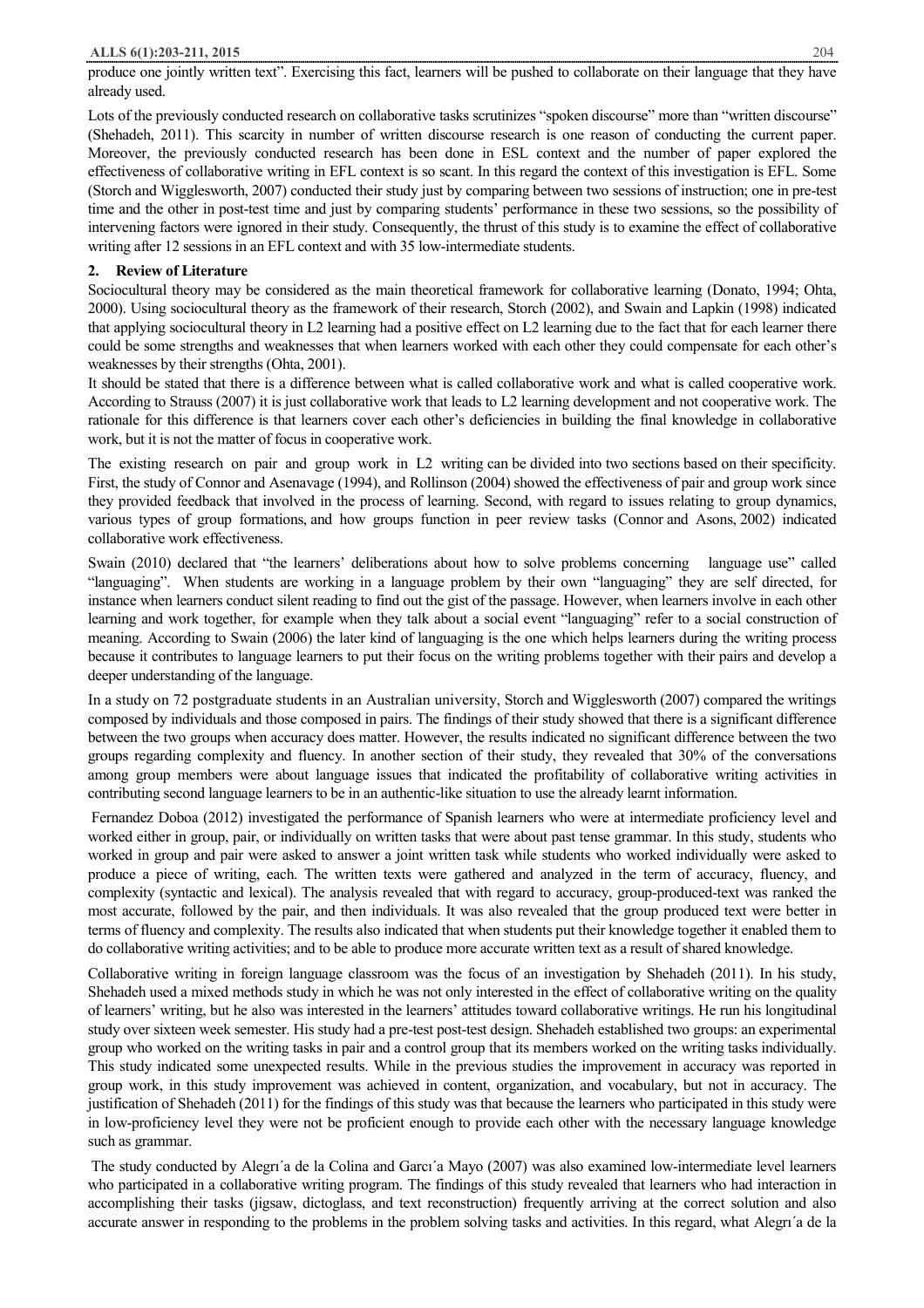produce one jointly written text". Exercising this fact, learners will be pushed to collaborate on their language that they have already used.

Lots of the previously conducted research on collaborative tasks scrutinizes "spoken discourse" more than "written discourse" (Shehadeh, 2011). This scarcity in number of written discourse research is one reason of conducting the current paper. Moreover, the previously conducted research has been done in ESL context and the number of paper explored the effectiveness of collaborative writing in EFL context is so scant. In this regard the context of this investigation is EFL. Some (Storch and Wigglesworth, 2007) conducted their study just by comparing between two sessions of instruction; one in pre-test time and the other in post-test time and just by comparing students' performance in these two sessions, so the possibility of intervening factors were ignored in their study. Consequently, the thrust of this study is to examine the effect of collaborative writing after 12 sessions in an EFL context and with 35 low-intermediate students.

## 2. Review of Literature

Sociocultural theory may be considered as the main theoretical framework for collaborative learning (Donato, 1994; Ohta, 2000). Using sociocultural theory as the framework of their research, Storch (2002), and Swain and Lapkin (1998) indicated that applying sociocultural theory in L2 learning had a positive effect on L2 learning due to the fact that for each learner there could be some strengths and weaknesses that when learners worked with each other they could compensate for each other's weaknesses by their strengths (Ohta, 2001).

It should be stated that there is a difference between what is called collaborative work and what is called cooperative work. According to Strauss (2007) it is just collaborative work that leads to L2 learning development and not cooperative work. The rationale for this difference is that learners cover each other's deficiencies in building the final knowledge in collaborative work, but it is not the matter of focus in cooperative work.

The existing research on pair and group work in L2 writing can be divided into two sections based on their specificity. First, the study of Connor and Asenavage (1994), and Rollinson (2004) showed the effectiveness of pair and group work since they provided feedback that involved in the process of learning. Second, with regard to issues relating to group dynamics, various types of group formations, and how groups function in peer review tasks (Connor and Asons, 2002) indicated collaborative work effectiveness.

Swain (2010) declared that "the learners' deliberations about how to solve problems concerning language use" called "languaging". When students are working in a language problem by their own "languaging" they are self directed, for instance when learners conduct silent reading to find out the gist of the passage. However, when learners involve in each other learning and work together, for example when they talk about a social event "languaging" refer to a social construction of meaning. According to Swain (2006) the later kind of languaging is the one which helps learners during the writing process because it contributes to language learners to put their focus on the writing problems together with their pairs and develop a deeper understanding of the language.

In a study on 72 postgraduate students in an Australian university, Storch and Wigglesworth (2007) compared the writings composed by individuals and those composed in pairs. The findings of their study showed that there is a significant difference between the two groups when accuracy does matter. However, the results indicated no significant difference between the two groups regarding complexity and fluency. In another section of their study, they revealed that 30% of the conversations among group members were about language issues that indicated the profitability of collaborative writing activities in contributing second language learners to be in an authentic-like situation to use the already learnt information.

Fernandez Doboa (2012) investigated the performance of Spanish learners who were at intermediate proficiency level and worked either in group, pair, or individually on written tasks that were about past tense grammar. In this study, students who worked in group and pair were asked to answer a joint written task while students who worked individually were asked to produce a piece of writing, each. The written texts were gathered and analyzed in the term of accuracy, fluency, and complexity (syntactic and lexical). The analysis revealed that with regard to accuracy, group-produced-text was ranked the most accurate, followed by the pair, and then individuals. It was also revealed that the group produced text were better in terms of fluency and complexity. The results also indicated that when students put their knowledge together it enabled them to do collaborative writing activities; and to be able to produce more accurate written text as a result of shared knowledge.

Collaborative writing in foreign language classroom was the focus of an investigation by Shehadeh (2011). In his study, Shehadeh used a mixed methods study in which he was not only interested in the effect of collaborative writing on the quality of learners' writing, but he also was interested in the learners' attitudes toward collaborative writings. He run his longitudinal study over sixteen week semester. His study had a pre-test post-test design. Shehadeh established two groups: an experimental group who worked on the writing tasks in pair and a control group that its members worked on the writing tasks individually. This study indicated some unexpected results. While in the previous studies the improvement in accuracy was reported in group work, in this study improvement was achieved in content, organization, and vocabulary, but not in accuracy. The justification of Shehadeh (2011) for the findings of this study was that because the learners who participated in this study were in low-proficiency level they were not be proficient enough to provide each other with the necessary language knowledge such as grammar.

The study conducted by Alegrı´a de la Colina and Garcı´a Mayo (2007) was also examined low-intermediate level learners who participated in a collaborative writing program. The findings of this study revealed that learners who had interaction in accomplishing their tasks (jigsaw, dictoglass, and text reconstruction) frequently arriving at the correct solution and also accurate answer in responding to the problems in the problem solving tasks and activities. In this regard, what Alegrı´a de la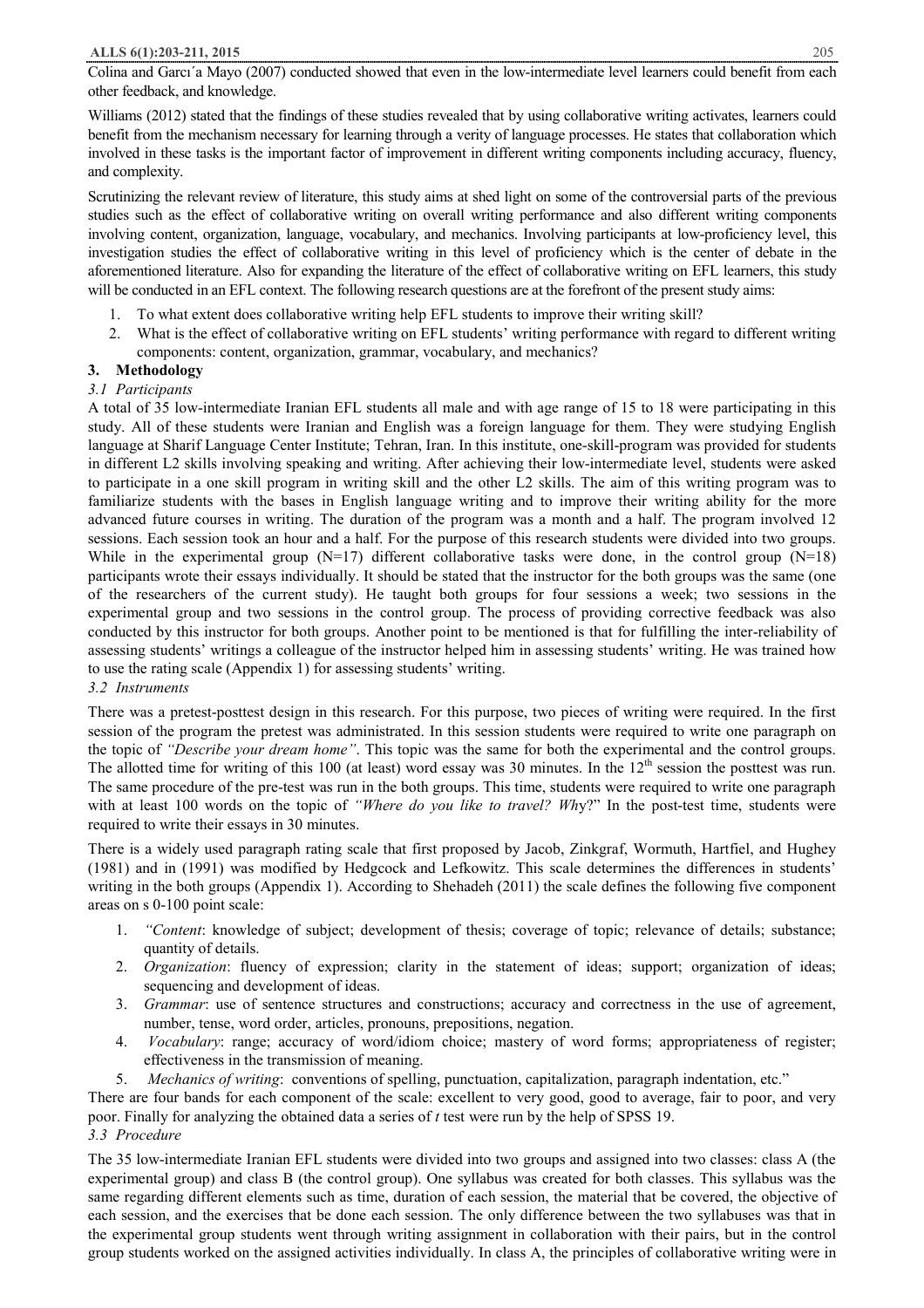Colina and Garcı´a Mayo (2007) conducted showed that even in the low-intermediate level learners could benefit from each other feedback, and knowledge.

Williams (2012) stated that the findings of these studies revealed that by using collaborative writing activates, learners could benefit from the mechanism necessary for learning through a verity of language processes. He states that collaboration which involved in these tasks is the important factor of improvement in different writing components including accuracy, fluency, and complexity.

Scrutinizing the relevant review of literature, this study aims at shed light on some of the controversial parts of the previous studies such as the effect of collaborative writing on overall writing performance and also different writing components involving content, organization, language, vocabulary, and mechanics. Involving participants at low-proficiency level, this investigation studies the effect of collaborative writing in this level of proficiency which is the center of debate in the aforementioned literature. Also for expanding the literature of the effect of collaborative writing on EFL learners, this study will be conducted in an EFL context. The following research questions are at the forefront of the present study aims:

1. To what extent does collaborative writing help EFL students to improve their writing skill?
2. What is the effect of collaborative writing on EFL students' writing performance with regard to different writing components: content, organization, grammar, vocabulary, and mechanics?

## 3. Methodology

### *3.1 Participants*

A total of 35 low-intermediate Iranian EFL students all male and with age range of 15 to 18 were participating in this study. All of these students were Iranian and English was a foreign language for them. They were studying English language at Sharif Language Center Institute; Tehran, Iran. In this institute, one-skill-program was provided for students in different L2 skills involving speaking and writing. After achieving their low-intermediate level, students were asked to participate in a one skill program in writing skill and the other L2 skills. The aim of this writing program was to familiarize students with the bases in English language writing and to improve their writing ability for the more advanced future courses in writing. The duration of the program was a month and a half. The program involved 12 sessions. Each session took an hour and a half. For the purpose of this research students were divided into two groups. While in the experimental group (N=17) different collaborative tasks were done, in the control group (N=18) participants wrote their essays individually. It should be stated that the instructor for the both groups was the same (one of the researchers of the current study). He taught both groups for four sessions a week; two sessions in the experimental group and two sessions in the control group. The process of providing corrective feedback was also conducted by this instructor for both groups. Another point to be mentioned is that for fulfilling the inter-reliability of assessing students' writings a colleague of the instructor helped him in assessing students' writing. He was trained how to use the rating scale (Appendix 1) for assessing students' writing.

### *3.2 Instruments*

There was a pretest-posttest design in this research. For this purpose, two pieces of writing were required. In the first session of the program the pretest was administrated. In this session students were required to write one paragraph on the topic of *"Describe your dream home"*. This topic was the same for both the experimental and the control groups. The allotted time for writing of this 100 (at least) word essay was 30 minutes. In the 12th session the posttest was run. The same procedure of the pre-test was run in the both groups. This time, students were required to write one paragraph with at least 100 words on the topic of *"Where do you like to travel? Wh*y?" In the post-test time, students were required to write their essays in 30 minutes.

There is a widely used paragraph rating scale that first proposed by Jacob, Zinkgraf, Wormuth, Hartfiel, and Hughey (1981) and in (1991) was modified by Hedgcock and Lefkowitz. This scale determines the differences in students' writing in the both groups (Appendix 1). According to Shehadeh (2011) the scale defines the following five component areas on s 0-100 point scale:

1. *"Content*: knowledge of subject; development of thesis; coverage of topic; relevance of details; substance; quantity of details.
2. *Organization*: fluency of expression; clarity in the statement of ideas; support; organization of ideas; sequencing and development of ideas.
3. *Grammar*: use of sentence structures and constructions; accuracy and correctness in the use of agreement, number, tense, word order, articles, pronouns, prepositions, negation.
4. *Vocabulary*: range; accuracy of word/idiom choice; mastery of word forms; appropriateness of register; effectiveness in the transmission of meaning.
5. *Mechanics of writing*: conventions of spelling, punctuation, capitalization, paragraph indentation, etc."

There are four bands for each component of the scale: excellent to very good, good to average, fair to poor, and very poor. Finally for analyzing the obtained data a series of *t* test were run by the help of SPSS 19.

### *3.3 Procedure*

The 35 low-intermediate Iranian EFL students were divided into two groups and assigned into two classes: class A (the experimental group) and class B (the control group). One syllabus was created for both classes. This syllabus was the same regarding different elements such as time, duration of each session, the material that be covered, the objective of each session, and the exercises that be done each session. The only difference between the two syllabuses was that in the experimental group students went through writing assignment in collaboration with their pairs, but in the control group students worked on the assigned activities individually. In class A, the principles of collaborative writing were in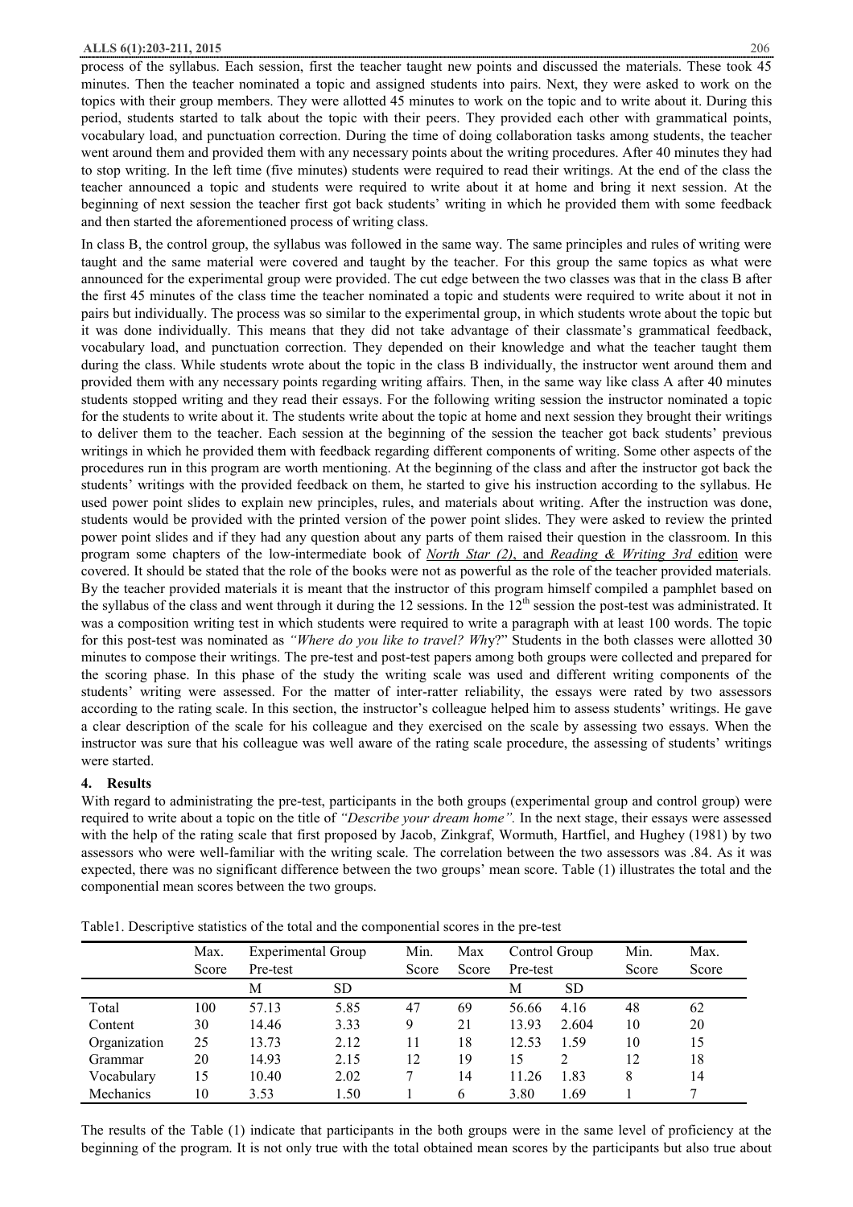process of the syllabus. Each session, first the teacher taught new points and discussed the materials. These took 45 minutes. Then the teacher nominated a topic and assigned students into pairs. Next, they were asked to work on the topics with their group members. They were allotted 45 minutes to work on the topic and to write about it. During this period, students started to talk about the topic with their peers. They provided each other with grammatical points, vocabulary load, and punctuation correction. During the time of doing collaboration tasks among students, the teacher went around them and provided them with any necessary points about the writing procedures. After 40 minutes they had to stop writing. In the left time (five minutes) students were required to read their writings. At the end of the class the teacher announced a topic and students were required to write about it at home and bring it next session. At the beginning of next session the teacher first got back students' writing in which he provided them with some feedback and then started the aforementioned process of writing class.

In class B, the control group, the syllabus was followed in the same way. The same principles and rules of writing were taught and the same material were covered and taught by the teacher. For this group the same topics as what were announced for the experimental group were provided. The cut edge between the two classes was that in the class B after the first 45 minutes of the class time the teacher nominated a topic and students were required to write about it not in pairs but individually. The process was so similar to the experimental group, in which students wrote about the topic but it was done individually. This means that they did not take advantage of their classmate's grammatical feedback, vocabulary load, and punctuation correction. They depended on their knowledge and what the teacher taught them during the class. While students wrote about the topic in the class B individually, the instructor went around them and provided them with any necessary points regarding writing affairs. Then, in the same way like class A after 40 minutes students stopped writing and they read their essays. For the following writing session the instructor nominated a topic for the students to write about it. The students write about the topic at home and next session they brought their writings to deliver them to the teacher. Each session at the beginning of the session the teacher got back students' previous writings in which he provided them with feedback regarding different components of writing. Some other aspects of the procedures run in this program are worth mentioning. At the beginning of the class and after the instructor got back the students' writings with the provided feedback on them, he started to give his instruction according to the syllabus. He used power point slides to explain new principles, rules, and materials about writing. After the instruction was done, students would be provided with the printed version of the power point slides. They were asked to review the printed power point slides and if they had any question about any parts of them raised their question in the classroom. In this program some chapters of the low-intermediate book of *North Star (2)*, and *Reading & Writing 3rd* edition were covered. It should be stated that the role of the books were not as powerful as the role of the teacher provided materials. By the teacher provided materials it is meant that the instructor of this program himself compiled a pamphlet based on the syllabus of the class and went through it during the 12 sessions. In the 12th session the post-test was administrated. It was a composition writing test in which students were required to write a paragraph with at least 100 words. The topic for this post-test was nominated as *"Where do you like to travel? Why*?" Students in the both classes were allotted 30 minutes to compose their writings. The pre-test and post-test papers among both groups were collected and prepared for the scoring phase. In this phase of the study the writing scale was used and different writing components of the students' writing were assessed. For the matter of inter-ratter reliability, the essays were rated by two assessors according to the rating scale. In this section, the instructor's colleague helped him to assess students' writings. He gave a clear description of the scale for his colleague and they exercised on the scale by assessing two essays. When the instructor was sure that his colleague was well aware of the rating scale procedure, the assessing of students' writings were started.

## 4. Results

With regard to administrating the pre-test, participants in the both groups (experimental group and control group) were required to write about a topic on the title of *"Describe your dream home".* In the next stage, their essays were assessed with the help of the rating scale that first proposed by Jacob, Zinkgraf, Wormuth, Hartfiel, and Hughey (1981) by two assessors who were well-familiar with the writing scale. The correlation between the two assessors was .84. As it was expected, there was no significant difference between the two groups' mean score. Table (1) illustrates the total and the componential mean scores between the two groups.

Table1. Descriptive statistics of the total and the componential scores in the pre-test

| | Max. Score | Experimental Group Pre-test | | Min. Score | Max Score | Control Group Pre-test | | Min. Score | Max. Score |
|---|---|---|---|---|---|---|---|---|---|
| | | M | SD | | | M | SD | | |
| Total | 100 | 57.13 | 5.85 | 47 | 69 | 56.66 | 4.16 | 48 | 62 |
| Content | 30 | 14.46 | 3.33 | 9 | 21 | 13.93 | 2.604 | 10 | 20 |
| Organization | 25 | 13.73 | 2.12 | 11 | 18 | 12.53 | 1.59 | 10 | 15 |
| Grammar | 20 | 14.93 | 2.15 | 12 | 19 | 15 | 2 | 12 | 18 |
| Vocabulary | 15 | 10.40 | 2.02 | 7 | 14 | 11.26 | 1.83 | 8 | 14 |
| Mechanics | 10 | 3.53 | 1.50 | 1 | 6 | 3.80 | 1.69 | 1 | 7 |

The results of the Table (1) indicate that participants in the both groups were in the same level of proficiency at the beginning of the program. It is not only true with the total obtained mean scores by the participants but also true about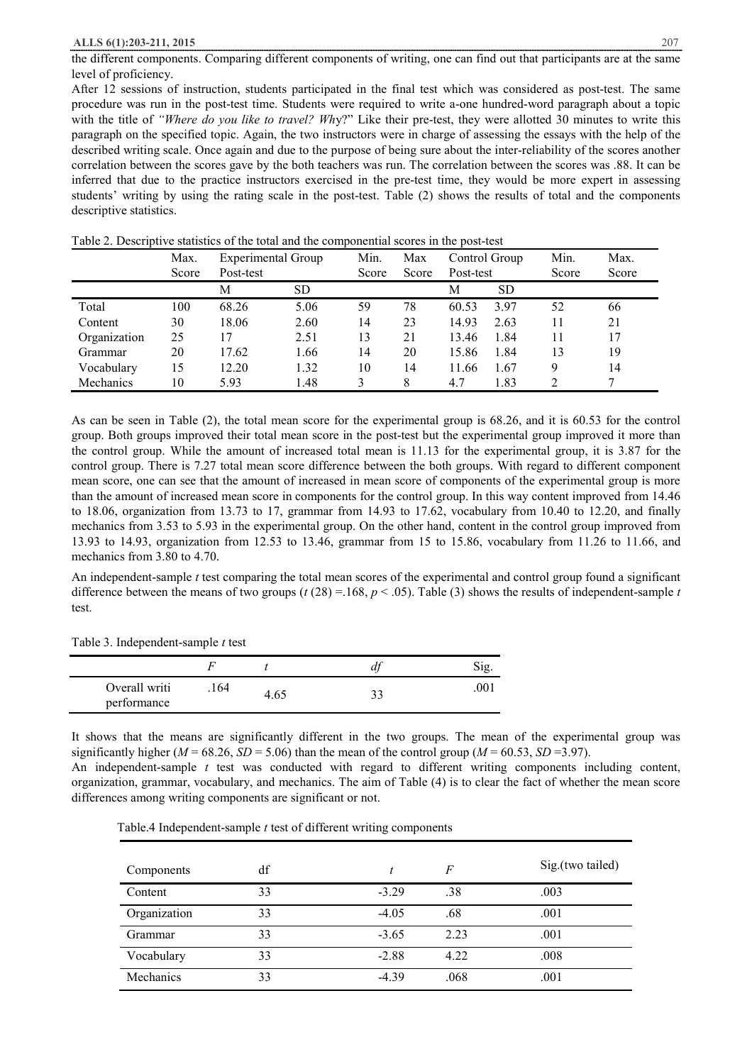the different components. Comparing different components of writing, one can find out that participants are at the same level of proficiency.

After 12 sessions of instruction, students participated in the final test which was considered as post-test. The same procedure was run in the post-test time. Students were required to write a-one hundred-word paragraph about a topic with the title of *"Where do you like to travel? Why*?" Like their pre-test, they were allotted 30 minutes to write this paragraph on the specified topic. Again, the two instructors were in charge of assessing the essays with the help of the described writing scale. Once again and due to the purpose of being sure about the inter-reliability of the scores another correlation between the scores gave by the both teachers was run. The correlation between the scores was .88. It can be inferred that due to the practice instructors exercised in the pre-test time, they would be more expert in assessing students' writing by using the rating scale in the post-test. Table (2) shows the results of total and the components descriptive statistics.

Table 2. Descriptive statistics of the total and the componential scores in the post-test

| | Max. Score | Experimental Group Post-test | | Min. Score | Max Score | Control Group Post-test | | Min. Score | Max. Score |
|---|---|---|---|---|---|---|---|---|---|
| | | M | SD | | | M | SD | | |
| Total | 100 | 68.26 | 5.06 | 59 | 78 | 60.53 | 3.97 | 52 | 66 |
| Content | 30 | 18.06 | 2.60 | 14 | 23 | 14.93 | 2.63 | 11 | 21 |
| Organization | 25 | 17 | 2.51 | 13 | 21 | 13.46 | 1.84 | 11 | 17 |
| Grammar | 20 | 17.62 | 1.66 | 14 | 20 | 15.86 | 1.84 | 13 | 19 |
| Vocabulary | 15 | 12.20 | 1.32 | 10 | 14 | 11.66 | 1.67 | 9 | 14 |
| Mechanics | 10 | 5.93 | 1.48 | 3 | 8 | 4.7 | 1.83 | 2 | 7 |

As can be seen in Table (2), the total mean score for the experimental group is 68.26, and it is 60.53 for the control group. Both groups improved their total mean score in the post-test but the experimental group improved it more than the control group. While the amount of increased total mean is 11.13 for the experimental group, it is 3.87 for the control group. There is 7.27 total mean score difference between the both groups. With regard to different component mean score, one can see that the amount of increased in mean score of components of the experimental group is more than the amount of increased mean score in components for the control group. In this way content improved from 14.46 to 18.06, organization from 13.73 to 17, grammar from 14.93 to 17.62, vocabulary from 10.40 to 12.20, and finally mechanics from 3.53 to 5.93 in the experimental group. On the other hand, content in the control group improved from 13.93 to 14.93, organization from 12.53 to 13.46, grammar from 15 to 15.86, vocabulary from 11.26 to 11.66, and mechanics from 3.80 to 4.70.

An independent-sample *t* test comparing the total mean scores of the experimental and control group found a significant difference between the means of two groups ($t\,(28) = .168$, $p < .05$). Table (3) shows the results of independent-sample *t* test.

Table 3. Independent-sample *t* test

| | *F* | *t* | *df* | Sig. |
|---|---|---|---|---|
| Overall writi performance | .164 | 4.65 | 33 | .001 |

It shows that the means are significantly different in the two groups. The mean of the experimental group was significantly higher ($M = 68.26$, $SD = 5.06$) than the mean of the control group ($M = 60.53$, $SD = 3.97$).

An independent-sample *t* test was conducted with regard to different writing components including content, organization, grammar, vocabulary, and mechanics. The aim of Table (4) is to clear the fact of whether the mean score differences among writing components are significant or not.

Table.4 Independent-sample *t* test of different writing components

| Components | df | *t* | *F* | Sig.(two tailed) |
|---|---|---|---|---|
| Content | 33 | -3.29 | .38 | .003 |
| Organization | 33 | -4.05 | .68 | .001 |
| Grammar | 33 | -3.65 | 2.23 | .001 |
| Vocabulary | 33 | -2.88 | 4.22 | .008 |
| Mechanics | 33 | -4.39 | .068 | .001 |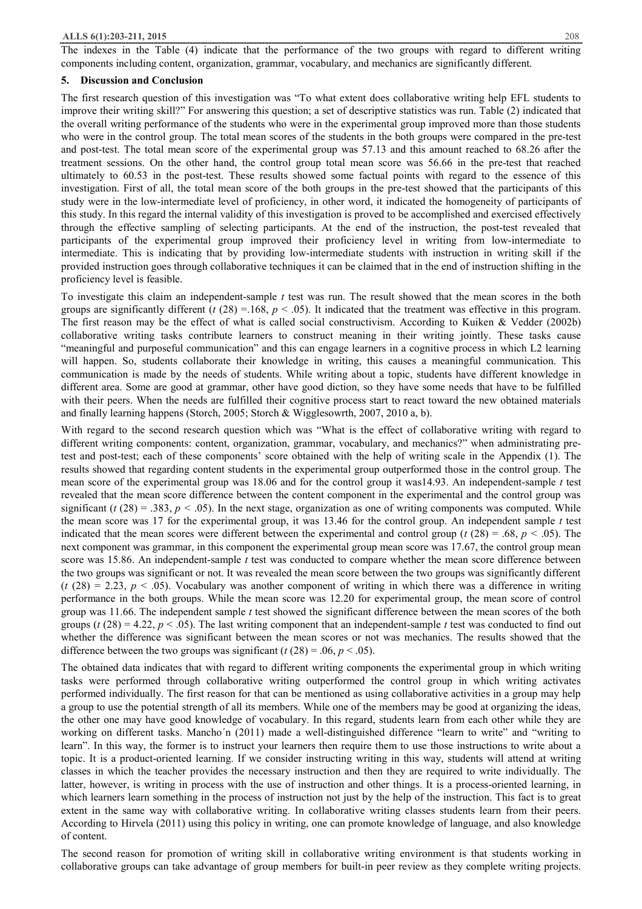The indexes in the Table (4) indicate that the performance of the two groups with regard to different writing components including content, organization, grammar, vocabulary, and mechanics are significantly different.

## 5. Discussion and Conclusion

The first research question of this investigation was "To what extent does collaborative writing help EFL students to improve their writing skill?" For answering this question; a set of descriptive statistics was run. Table (2) indicated that the overall writing performance of the students who were in the experimental group improved more than those students who were in the control group. The total mean scores of the students in the both groups were compared in the pre-test and post-test. The total mean score of the experimental group was 57.13 and this amount reached to 68.26 after the treatment sessions. On the other hand, the control group total mean score was 56.66 in the pre-test that reached ultimately to 60.53 in the post-test. These results showed some factual points with regard to the essence of this investigation. First of all, the total mean score of the both groups in the pre-test showed that the participants of this study were in the low-intermediate level of proficiency, in other word, it indicated the homogeneity of participants of this study. In this regard the internal validity of this investigation is proved to be accomplished and exercised effectively through the effective sampling of selecting participants. At the end of the instruction, the post-test revealed that participants of the experimental group improved their proficiency level in writing from low-intermediate to intermediate. This is indicating that by providing low-intermediate students with instruction in writing skill if the provided instruction goes through collaborative techniques it can be claimed that in the end of instruction shifting in the proficiency level is feasible.

To investigate this claim an independent-sample *t* test was run. The result showed that the mean scores in the both groups are significantly different ($t$ (28) =.168, $p < .05$). It indicated that the treatment was effective in this program. The first reason may be the effect of what is called social constructivism. According to Kuiken & Vedder (2002b) collaborative writing tasks contribute learners to construct meaning in their writing jointly. These tasks cause "meaningful and purposeful communication" and this can engage learners in a cognitive process in which L2 learning will happen. So, students collaborate their knowledge in writing, this causes a meaningful communication. This communication is made by the needs of students. While writing about a topic, students have different knowledge in different area. Some are good at grammar, other have good diction, so they have some needs that have to be fulfilled with their peers. When the needs are fulfilled their cognitive process start to react toward the new obtained materials and finally learning happens (Storch, 2005; Storch & Wigglesowrth, 2007, 2010 a, b).

With regard to the second research question which was "What is the effect of collaborative writing with regard to different writing components: content, organization, grammar, vocabulary, and mechanics?" when administrating pre-test and post-test; each of these components' score obtained with the help of writing scale in the Appendix (1). The results showed that regarding content students in the experimental group outperformed those in the control group. The mean score of the experimental group was 18.06 and for the control group it was14.93. An independent-sample *t* test revealed that the mean score difference between the content component in the experimental and the control group was significant ($t$ (28) = .383, $p < .05$). In the next stage, organization as one of writing components was computed. While the mean score was 17 for the experimental group, it was 13.46 for the control group. An independent sample *t* test indicated that the mean scores were different between the experimental and control group ($t$ (28) = .68, $p < .05$). The next component was grammar, in this component the experimental group mean score was 17.67, the control group mean score was 15.86. An independent-sample *t* test was conducted to compare whether the mean score difference between the two groups was significant or not. It was revealed the mean score between the two groups was significantly different ($t$ (28) = 2.23, $p < .05$). Vocabulary was another component of writing in which there was a difference in writing performance in the both groups. While the mean score was 12.20 for experimental group, the mean score of control group was 11.66. The independent sample *t* test showed the significant difference between the mean scores of the both groups ($t$ (28) = 4.22, $p < .05$). The last writing component that an independent-sample *t* test was conducted to find out whether the difference was significant between the mean scores or not was mechanics. The results showed that the difference between the two groups was significant ($t$ (28) = .06, $p < .05$).

The obtained data indicates that with regard to different writing components the experimental group in which writing tasks were performed through collaborative writing outperformed the control group in which writing activates performed individually. The first reason for that can be mentioned as using collaborative activities in a group may help a group to use the potential strength of all its members. While one of the members may be good at organizing the ideas, the other one may have good knowledge of vocabulary. In this regard, students learn from each other while they are working on different tasks. Mancho´n (2011) made a well-distinguished difference "learn to write" and "writing to learn". In this way, the former is to instruct your learners then require them to use those instructions to write about a topic. It is a product-oriented learning. If we consider instructing writing in this way, students will attend at writing classes in which the teacher provides the necessary instruction and then they are required to write individually. The latter, however, is writing in process with the use of instruction and other things. It is a process-oriented learning, in which learners learn something in the process of instruction not just by the help of the instruction. This fact is to great extent in the same way with collaborative writing. In collaborative writing classes students learn from their peers. According to Hirvela (2011) using this policy in writing, one can promote knowledge of language, and also knowledge of content.

The second reason for promotion of writing skill in collaborative writing environment is that students working in collaborative groups can take advantage of group members for built-in peer review as they complete writing projects.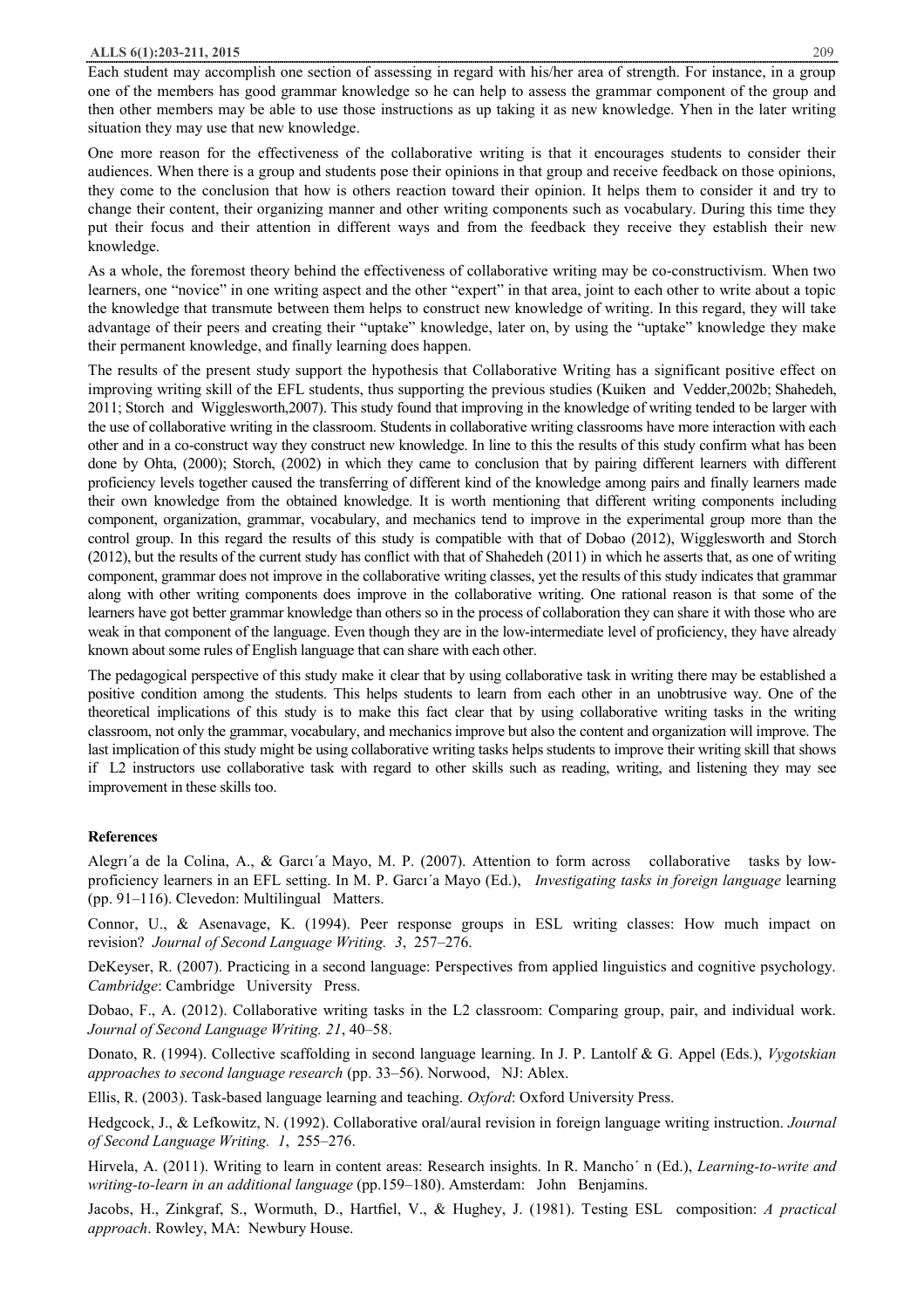Each student may accomplish one section of assessing in regard with his/her area of strength. For instance, in a group one of the members has good grammar knowledge so he can help to assess the grammar component of the group and then other members may be able to use those instructions as up taking it as new knowledge. Yhen in the later writing situation they may use that new knowledge.

One more reason for the effectiveness of the collaborative writing is that it encourages students to consider their audiences. When there is a group and students pose their opinions in that group and receive feedback on those opinions, they come to the conclusion that how is others reaction toward their opinion. It helps them to consider it and try to change their content, their organizing manner and other writing components such as vocabulary. During this time they put their focus and their attention in different ways and from the feedback they receive they establish their new knowledge.

As a whole, the foremost theory behind the effectiveness of collaborative writing may be co-constructivism. When two learners, one "novice" in one writing aspect and the other "expert" in that area, joint to each other to write about a topic the knowledge that transmute between them helps to construct new knowledge of writing. In this regard, they will take advantage of their peers and creating their "uptake" knowledge, later on, by using the "uptake" knowledge they make their permanent knowledge, and finally learning does happen.

The results of the present study support the hypothesis that Collaborative Writing has a significant positive effect on improving writing skill of the EFL students, thus supporting the previous studies (Kuiken and Vedder,2002b; Shahedeh, 2011; Storch and Wigglesworth,2007). This study found that improving in the knowledge of writing tended to be larger with the use of collaborative writing in the classroom. Students in collaborative writing classrooms have more interaction with each other and in a co-construct way they construct new knowledge. In line to this the results of this study confirm what has been done by Ohta, (2000); Storch, (2002) in which they came to conclusion that by pairing different learners with different proficiency levels together caused the transferring of different kind of the knowledge among pairs and finally learners made their own knowledge from the obtained knowledge. It is worth mentioning that different writing components including component, organization, grammar, vocabulary, and mechanics tend to improve in the experimental group more than the control group. In this regard the results of this study is compatible with that of Dobao (2012), Wigglesworth and Storch (2012), but the results of the current study has conflict with that of Shahedeh (2011) in which he asserts that, as one of writing component, grammar does not improve in the collaborative writing classes, yet the results of this study indicates that grammar along with other writing components does improve in the collaborative writing. One rational reason is that some of the learners have got better grammar knowledge than others so in the process of collaboration they can share it with those who are weak in that component of the language. Even though they are in the low-intermediate level of proficiency, they have already known about some rules of English language that can share with each other.

The pedagogical perspective of this study make it clear that by using collaborative task in writing there may be established a positive condition among the students. This helps students to learn from each other in an unobtrusive way. One of the theoretical implications of this study is to make this fact clear that by using collaborative writing tasks in the writing classroom, not only the grammar, vocabulary, and mechanics improve but also the content and organization will improve. The last implication of this study might be using collaborative writing tasks helps students to improve their writing skill that shows if L2 instructors use collaborative task with regard to other skills such as reading, writing, and listening they may see improvement in these skills too.

## References

Alegrı´a de la Colina, A., & Garcı´a Mayo, M. P. (2007). Attention to form across collaborative tasks by low-proficiency learners in an EFL setting. In M. P. Garcı´a Mayo (Ed.), *Investigating tasks in foreign language* learning (pp. 91–116). Clevedon: Multilingual Matters.

Connor, U., & Asenavage, K. (1994). Peer response groups in ESL writing classes: How much impact on revision? *Journal of Second Language Writing. 3*, 257–276.

DeKeyser, R. (2007). Practicing in a second language: Perspectives from applied linguistics and cognitive psychology. *Cambridge*: Cambridge University Press.

Dobao, F., A. (2012). Collaborative writing tasks in the L2 classroom: Comparing group, pair, and individual work. *Journal of Second Language Writing. 21*, 40–58.

Donato, R. (1994). Collective scaffolding in second language learning. In J. P. Lantolf & G. Appel (Eds.), *Vygotskian approaches to second language research* (pp. 33–56). Norwood, NJ: Ablex.

Ellis, R. (2003). Task-based language learning and teaching. *Oxford*: Oxford University Press.

Hedgcock, J., & Lefkowitz, N. (1992). Collaborative oral/aural revision in foreign language writing instruction. *Journal of Second Language Writing. 1*, 255–276.

Hirvela, A. (2011). Writing to learn in content areas: Research insights. In R. Mancho´ n (Ed.), *Learning-to-write and writing-to-learn in an additional language* (pp.159–180). Amsterdam: John Benjamins.

Jacobs, H., Zinkgraf, S., Wormuth, D., Hartfiel, V., & Hughey, J. (1981). Testing ESL composition: *A practical approach*. Rowley, MA: Newbury House.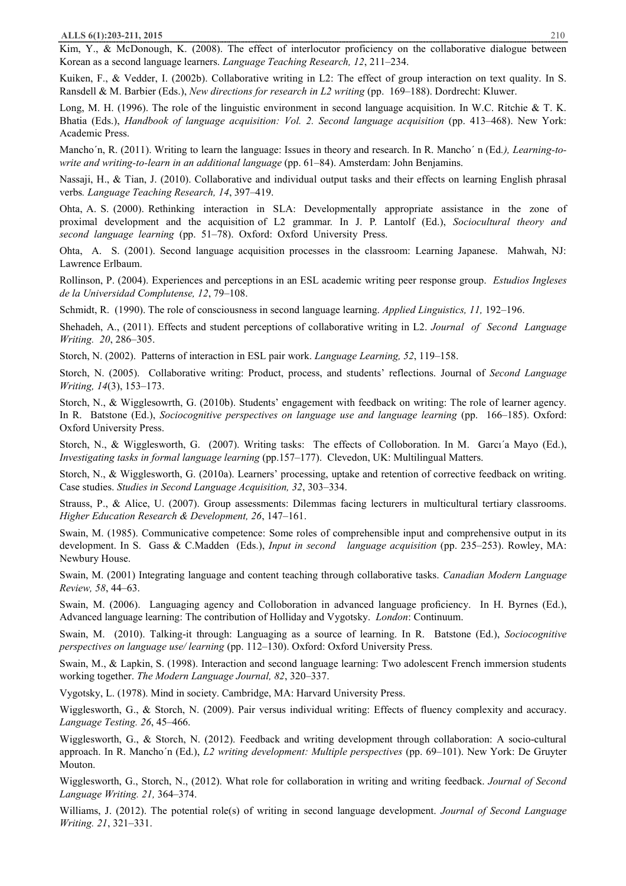Kim, Y., & McDonough, K. (2008). The effect of interlocutor proficiency on the collaborative dialogue between Korean as a second language learners. *Language Teaching Research, 12*, 211–234.

Kuiken, F., & Vedder, I. (2002b). Collaborative writing in L2: The effect of group interaction on text quality. In S. Ransdell & M. Barbier (Eds.), *New directions for research in L2 writing* (pp. 169–188). Dordrecht: Kluwer.

Long, M. H. (1996). The role of the linguistic environment in second language acquisition. In W.C. Ritchie & T. K. Bhatia (Eds.), *Handbook of language acquisition: Vol. 2. Second language acquisition* (pp. 413–468). New York: Academic Press.

Mancho´n, R. (2011). Writing to learn the language: Issues in theory and research. In R. Mancho´ n (Ed*.), Learning-to-write and writing-to-learn in an additional language* (pp. 61–84). Amsterdam: John Benjamins.

Nassaji, H., & Tian, J. (2010). Collaborative and individual output tasks and their effects on learning English phrasal verbs*. Language Teaching Research, 14*, 397–419.

Ohta, A. S. (2000). Rethinking interaction in SLA: Developmentally appropriate assistance in the zone of proximal development and the acquisition of L2 grammar. In J. P. Lantolf (Ed.), *Sociocultural theory and second language learning* (pp. 51–78). Oxford: Oxford University Press.

Ohta, A. S. (2001). Second language acquisition processes in the classroom: Learning Japanese. Mahwah, NJ: Lawrence Erlbaum.

Rollinson, P. (2004). Experiences and perceptions in an ESL academic writing peer response group. *Estudios Ingleses de la Universidad Complutense, 12*, 79–108.

Schmidt, R. (1990). The role of consciousness in second language learning. *Applied Linguistics, 11,* 192–196.

Shehadeh, A., (2011). Effects and student perceptions of collaborative writing in L2. *Journal of Second Language Writing. 20*, 286–305.

Storch, N. (2002). Patterns of interaction in ESL pair work. *Language Learning, 52*, 119–158.

Storch, N. (2005). Collaborative writing: Product, process, and students' reflections. Journal of *Second Language Writing, 14*(3), 153–173.

Storch, N., & Wigglesowrth, G. (2010b). Students' engagement with feedback on writing: The role of learner agency. In R. Batstone (Ed.), *Sociocognitive perspectives on language use and language learning* (pp. 166–185). Oxford: Oxford University Press.

Storch, N., & Wigglesworth, G. (2007). Writing tasks: The effects of Colloboration. In M. Garcı´a Mayo (Ed.), *Investigating tasks in formal language learning* (pp.157–177). Clevedon, UK: Multilingual Matters.

Storch, N., & Wigglesworth, G. (2010a). Learners' processing, uptake and retention of corrective feedback on writing. Case studies. *Studies in Second Language Acquisition, 32*, 303–334.

Strauss, P., & Alice, U. (2007). Group assessments: Dilemmas facing lecturers in multicultural tertiary classrooms. *Higher Education Research & Development, 26*, 147–161.

Swain, M. (1985). Communicative competence: Some roles of comprehensible input and comprehensive output in its development. In S. Gass & C.Madden (Eds.), *Input in second language acquisition* (pp. 235–253). Rowley, MA: Newbury House.

Swain, M. (2001) Integrating language and content teaching through collaborative tasks. *Canadian Modern Language Review, 58*, 44–63.

Swain, M. (2006). Languaging agency and Colloboration in advanced language proficiency. In H. Byrnes (Ed.), Advanced language learning: The contribution of Holliday and Vygotsky. *London*: Continuum.

Swain, M. (2010). Talking-it through: Languaging as a source of learning. In R. Batstone (Ed.), *Sociocognitive perspectives on language use/ learning* (pp. 112–130). Oxford: Oxford University Press.

Swain, M., & Lapkin, S. (1998). Interaction and second language learning: Two adolescent French immersion students working together. *The Modern Language Journal, 82*, 320–337.

Vygotsky, L. (1978). Mind in society. Cambridge, MA: Harvard University Press.

Wigglesworth, G., & Storch, N. (2009). Pair versus individual writing: Effects of fluency complexity and accuracy. *Language Testing. 26*, 45–466.

Wigglesworth, G., & Storch, N. (2012). Feedback and writing development through collaboration: A socio-cultural approach. In R. Mancho´n (Ed.), *L2 writing development: Multiple perspectives* (pp. 69–101). New York: De Gruyter Mouton.

Wigglesworth, G., Storch, N., (2012). What role for collaboration in writing and writing feedback. *Journal of Second Language Writing. 21,* 364–374.

Williams, J. (2012). The potential role(s) of writing in second language development. *Journal of Second Language Writing. 21*, 321–331.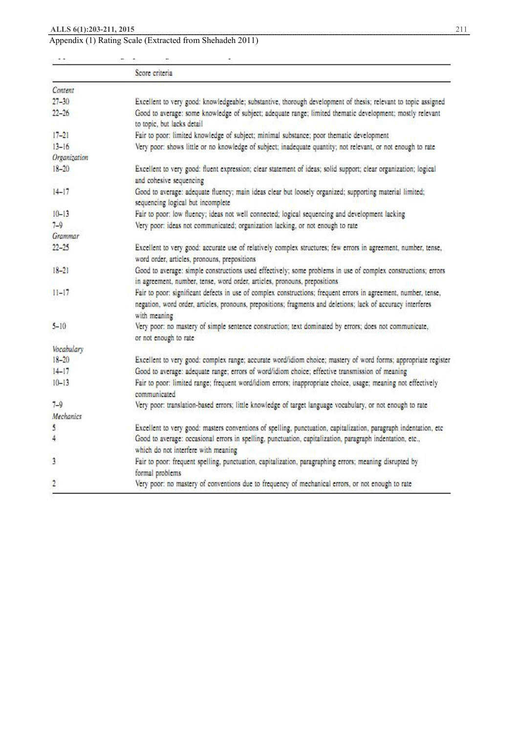Appendix (1) Rating Scale (Extracted from Shehadeh 2011)

| | Score criteria |
|---|---|
| *Content* | |
| 27–30 | Excellent to very good: knowledgeable; substantive, thorough development of thesis; relevant to topic assigned |
| 22–26 | Good to average: some knowledge of subject; adequate range; limited thematic development; mostly relevant to topic, but lacks detail |
| 17–21 | Fair to poor: limited knowledge of subject; minimal substance; poor thematic development |
| 13–16 | Very poor: shows little or no knowledge of subject; inadequate quantity; not relevant, or not enough to rate |
| *Organization* | |
| 18–20 | Excellent to very good: fluent expression; clear statement of ideas; solid support; clear organization; logical and cohesive sequencing |
| 14–17 | Good to average: adequate fluency; main ideas clear but loosely organized; supporting material limited; sequencing logical but incomplete |
| 10–13 | Fair to poor: low fluency; ideas not well connected; logical sequencing and development lacking |
| 7–9 | Very poor: ideas not communicated; organization lacking, or not enough to rate |
| *Grammar* | |
| 22–25 | Excellent to very good: accurate use of relatively complex structures; few errors in agreement, number, tense, word order, articles, pronouns, prepositions |
| 18–21 | Good to average: simple constructions used effectively; some problems in use of complex constructions; errors in agreement, number, tense, word order, articles, pronouns, prepositions |
| 11–17 | Fair to poor: significant defects in use of complex constructions; frequent errors in agreement, number, tense, negation, word order, articles, pronouns, prepositions; fragments and deletions; lack of accuracy interferes with meaning |
| 5–10 | Very poor: no mastery of simple sentence construction; text dominated by errors; does not communicate, or not enough to rate |
| *Vocabulary* | |
| 18–20 | Excellent to very good: complex range; accurate word/idiom choice; mastery of word forms; appropriate register |
| 14–17 | Good to average: adequate range; errors of word/idiom choice; effective transmission of meaning |
| 10–13 | Fair to poor: limited range; frequent word/idiom errors; inappropriate choice, usage; meaning not effectively communicated |
| 7–9 | Very poor: translation-based errors; little knowledge of target language vocabulary, or not enough to rate |
| *Mechanics* | |
| 5 | Excellent to very good: masters conventions of spelling, punctuation, capitalization, paragraph indentation, etc |
| 4 | Good to average: occasional errors in spelling, punctuation, capitalization, paragraph indentation, etc., which do not interfere with meaning |
| 3 | Fair to poor: frequent spelling, punctuation, capitalization, paragraphing errors; meaning disrupted by formal problems |
| 2 | Very poor: no mastery of conventions due to frequency of mechanical errors, or not enough to rate |